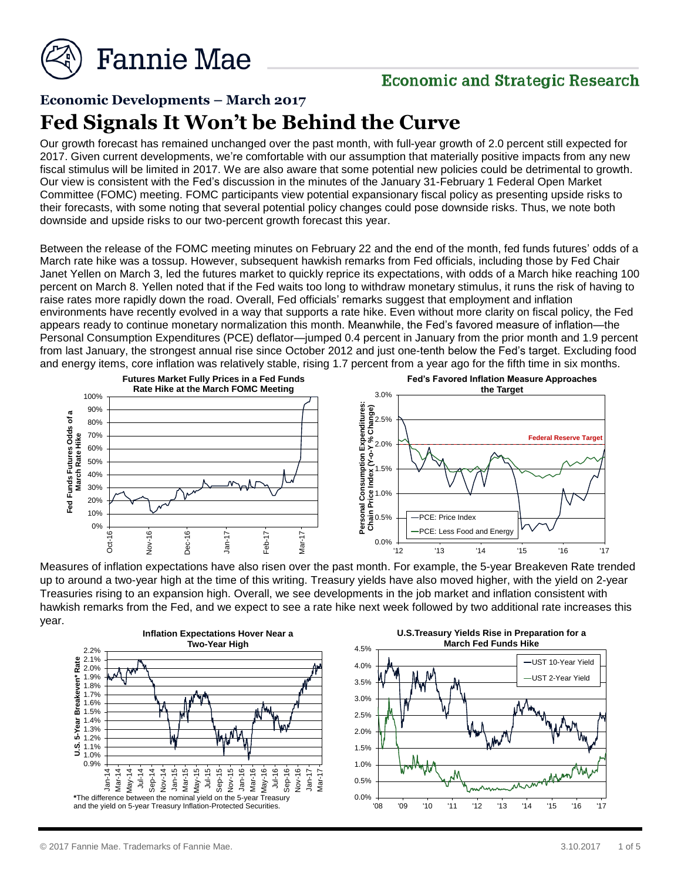# Economic Developments – March 2017

## Fed Signals It Won't be Behind the Curve

Our growth forecast has remained unchanged over the past month, with full-year growth of 2.0 percent still expected for 2017. Given current developments, we're comfortable with our assumption that materially positive impacts from any new fiscal stimulus will be limited in 2017. We are also aware that some potential new policies could be detrimental to growth. Our view is consistent with the Fed's discussion in the minutes of the January 31-February 1 Federal Open Market Committee (FOMC) meeting. FOMC participants view potential expansionary fiscal policy as presenting upside risks to their forecasts, with some noting that several potential policy changes could pose downside risks. Thus, we note both downside and upside risks to our two-percent growth forecast this year.

Between the release of the FOMC meeting minutes on February 22 and the end of the month, fed funds futures' odds of a March rate hike was a tossup. However, subsequent hawkish remarks from Fed officials, including those by Fed Chair Janet Yellen on March 3, led the futures market to quickly reprice its expectations, with odds of a March hike reaching 100 percent on March 8. Yellen noted that if the Fed waits too long to withdraw monetary stimulus, it runs the risk of having to raise rates more rapidly down the road. Overall, Fed officials' remarks suggest that employment and inflation environments have recently evolved in a way that supports a rate hike. Even without more clarity on fiscal policy, the Fed appears ready to continue monetary normalization this month. Meanwhile, the Fed's favored measure of inflation—the Personal Consumption Expenditures (PCE) deflator—jumped 0.4 percent in January from the prior month and 1.9 percent from last January, the strongest annual rise since October 2012 and just one-tenth below the Fed's target. Excluding food and energy items, core inflation was relatively stable, rising 1.7 percent from a year ago for the fifth time in six months.

**Futures Market Fully Prices in a Fed Funds Rate Hike at the March FOMC Meeting**

**Fed's Favored Inflation Measure Approaches the Target**

Measures of inflation expectations have also risen over the past month. For example, the 5-year Breakeven Rate trended up to around a two-year high at the time of this writing. Treasury yields have also moved higher, with the yield on 2-year Treasuries rising to an expansion high. Overall, we see developments in the job market and inflation consistent with hawkish remarks from the Fed, and we expect to see a rate hike next week followed by two additional rate increases this year.

**Inflation Expectations Hover Near a Two-Year High**

*The difference between the nominal yield on the 5-year Treasury and the yield on 5-year Treasury Inflation-Protected Securities.

**U.S.Treasury Yields Rise in Preparation for a March Fed Funds Hike**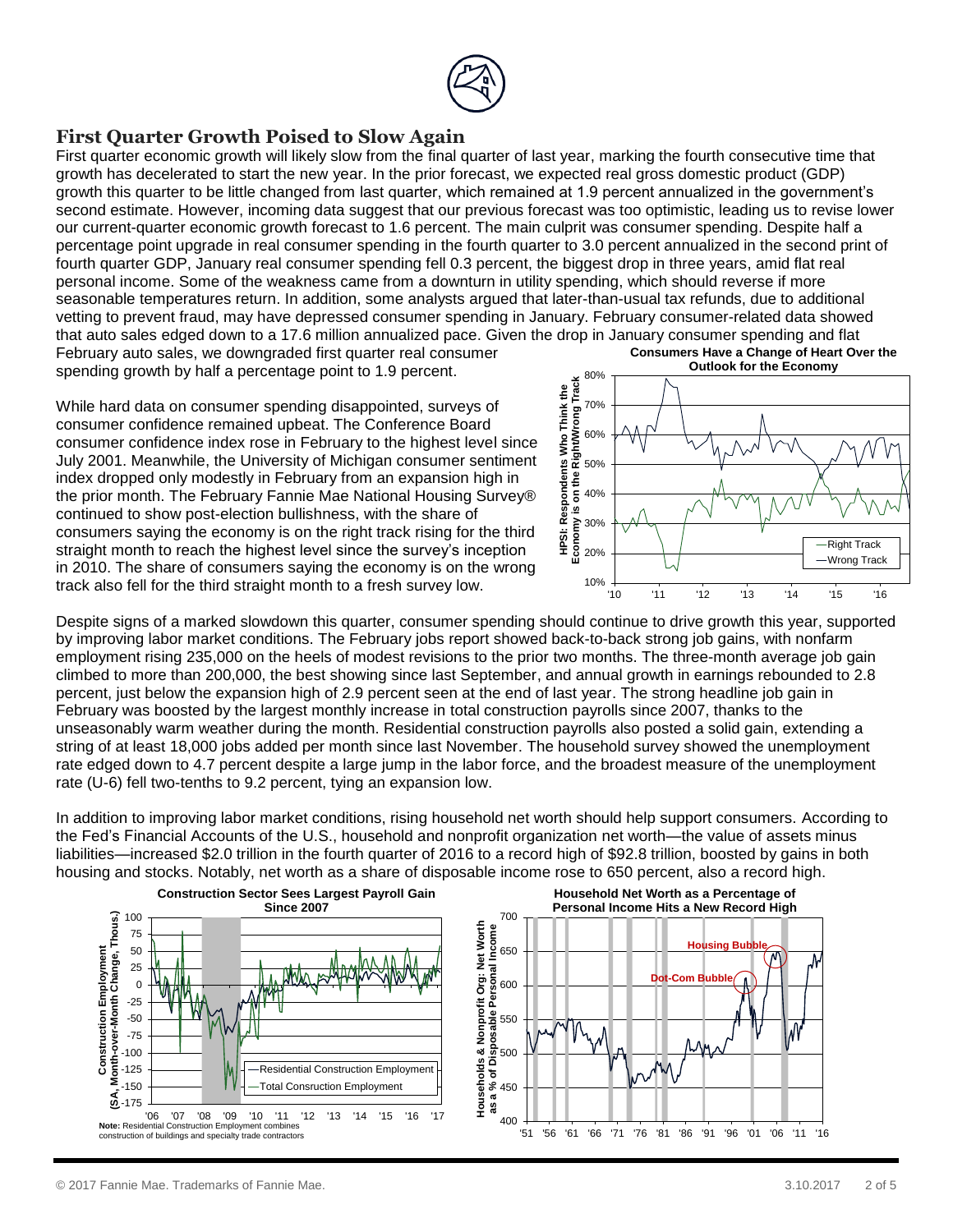## First Quarter Growth Poised to Slow Again

First quarter economic growth will likely slow from the final quarter of last year, marking the fourth consecutive time that growth has decelerated to start the new year. In the prior forecast, we expected real gross domestic product (GDP) growth this quarter to be little changed from last quarter, which remained at 1.9 percent annualized in the government's second estimate. However, incoming data suggest that our previous forecast was too optimistic, leading us to revise lower our current-quarter economic growth forecast to 1.6 percent. The main culprit was consumer spending. Despite half a percentage point upgrade in real consumer spending in the fourth quarter to 3.0 percent annualized in the second print of fourth quarter GDP, January real consumer spending fell 0.3 percent, the biggest drop in three years, amid flat real personal income. Some of the weakness came from a downturn in utility spending, which should reverse if more seasonable temperatures return. In addition, some analysts argued that later-than-usual tax refunds, due to additional vetting to prevent fraud, may have depressed consumer spending in January. February consumer-related data showed that auto sales edged down to a 17.6 million annualized pace. Given the drop in January consumer spending and flat February auto sales, we downgraded first quarter real consumer spending growth by half a percentage point to 1.9 percent.

While hard data on consumer spending disappointed, surveys of consumer confidence remained upbeat. The Conference Board consumer confidence index rose in February to the highest level since July 2001. Meanwhile, the University of Michigan consumer sentiment index dropped only modestly in February from an expansion high in the prior month. The February Fannie Mae National Housing Survey® continued to show post-election bullishness, with the share of consumers saying the economy is on the right track rising for the third straight month to reach the highest level since the survey's inception in 2010. The share of consumers saying the economy is on the wrong track also fell for the third straight month to a fresh survey low.

**Consumers Have a Change of Heart Over the Outlook for the Economy**

Despite signs of a marked slowdown this quarter, consumer spending should continue to drive growth this year, supported by improving labor market conditions. The February jobs report showed back-to-back strong job gains, with nonfarm employment rising 235,000 on the heels of modest revisions to the prior two months. The three-month average job gain climbed to more than 200,000, the best showing since last September, and annual growth in earnings rebounded to 2.8 percent, just below the expansion high of 2.9 percent seen at the end of last year. The strong headline job gain in February was boosted by the largest monthly increase in total construction payrolls since 2007, thanks to the unseasonably warm weather during the month. Residential construction payrolls also posted a solid gain, extending a string of at least 18,000 jobs added per month since last November. The household survey showed the unemployment rate edged down to 4.7 percent despite a large jump in the labor force, and the broadest measure of the unemployment rate (U-6) fell two-tenths to 9.2 percent, tying an expansion low.

In addition to improving labor market conditions, rising household net worth should help support consumers. According to the Fed's Financial Accounts of the U.S., household and nonprofit organization net worth—the value of assets minus liabilities—increased $2.0 trillion in the fourth quarter of 2016 to a record high of $92.8 trillion, boosted by gains in both housing and stocks. Notably, net worth as a share of disposable income rose to 650 percent, also a record high.

**Construction Sector Sees Largest Payroll Gain Since 2007**

**Note:** Residential Construction Employment combines construction of buildings and specialty trade contractors

**Household Net Worth as a Percentage of Personal Income Hits a New Record High**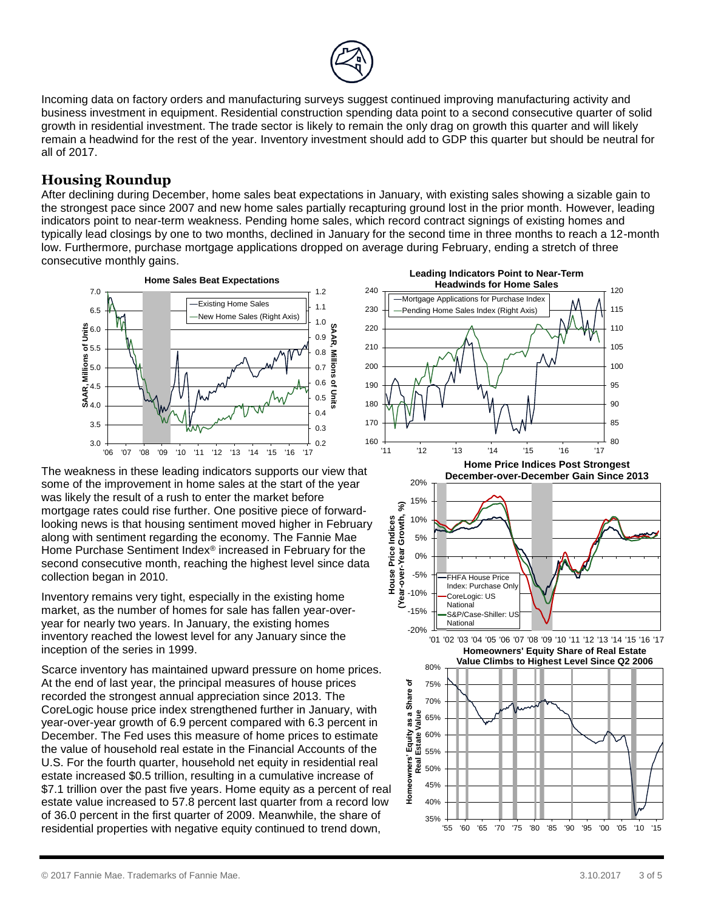Incoming data on factory orders and manufacturing surveys suggest continued improving manufacturing activity and business investment in equipment. Residential construction spending data point to a second consecutive quarter of solid growth in residential investment. The trade sector is likely to remain the only drag on growth this quarter and will likely remain a headwind for the rest of the year. Inventory investment should add to GDP this quarter but should be neutral for all of 2017.

## Housing Roundup

After declining during December, home sales beat expectations in January, with existing sales showing a sizable gain to the strongest pace since 2007 and new home sales partially recapturing ground lost in the prior month. However, leading indicators point to near-term weakness. Pending home sales, which record contract signings of existing homes and typically lead closings by one to two months, declined in January for the second time in three months to reach a 12-month low. Furthermore, purchase mortgage applications dropped on average during February, ending a stretch of three consecutive monthly gains.

**Home Sales Beat Expectations**

**Leading Indicators Point to Near-Term Headwinds for Home Sales**

The weakness in these leading indicators supports our view that some of the improvement in home sales at the start of the year was likely the result of a rush to enter the market before mortgage rates could rise further. One positive piece of forward-looking news is that housing sentiment moved higher in February along with sentiment regarding the economy. The Fannie Mae Home Purchase Sentiment Index® increased in February for the second consecutive month, reaching the highest level since data collection began in 2010.

Inventory remains very tight, especially in the existing home market, as the number of homes for sale has fallen year-over-year for nearly two years. In January, the existing homes inventory reached the lowest level for any January since the inception of the series in 1999.

Scarce inventory has maintained upward pressure on home prices. At the end of last year, the principal measures of house prices recorded the strongest annual appreciation since 2013. The CoreLogic house price index strengthened further in January, with year-over-year growth of 6.9 percent compared with 6.3 percent in December. The Fed uses this measure of home prices to estimate the value of household real estate in the Financial Accounts of the U.S. For the fourth quarter, household net equity in residential real estate increased $0.5 trillion, resulting in a cumulative increase of $7.1 trillion over the past five years. Home equity as a percent of real estate value increased to 57.8 percent last quarter from a record low of 36.0 percent in the first quarter of 2009. Meanwhile, the share of residential properties with negative equity continued to trend down,

**House Price Indices Post Strongest December-over-December Gain Since 2013**

**Homeowners' Equity Share of Real Estate Value Climbs to Highest Level Since Q2 2006**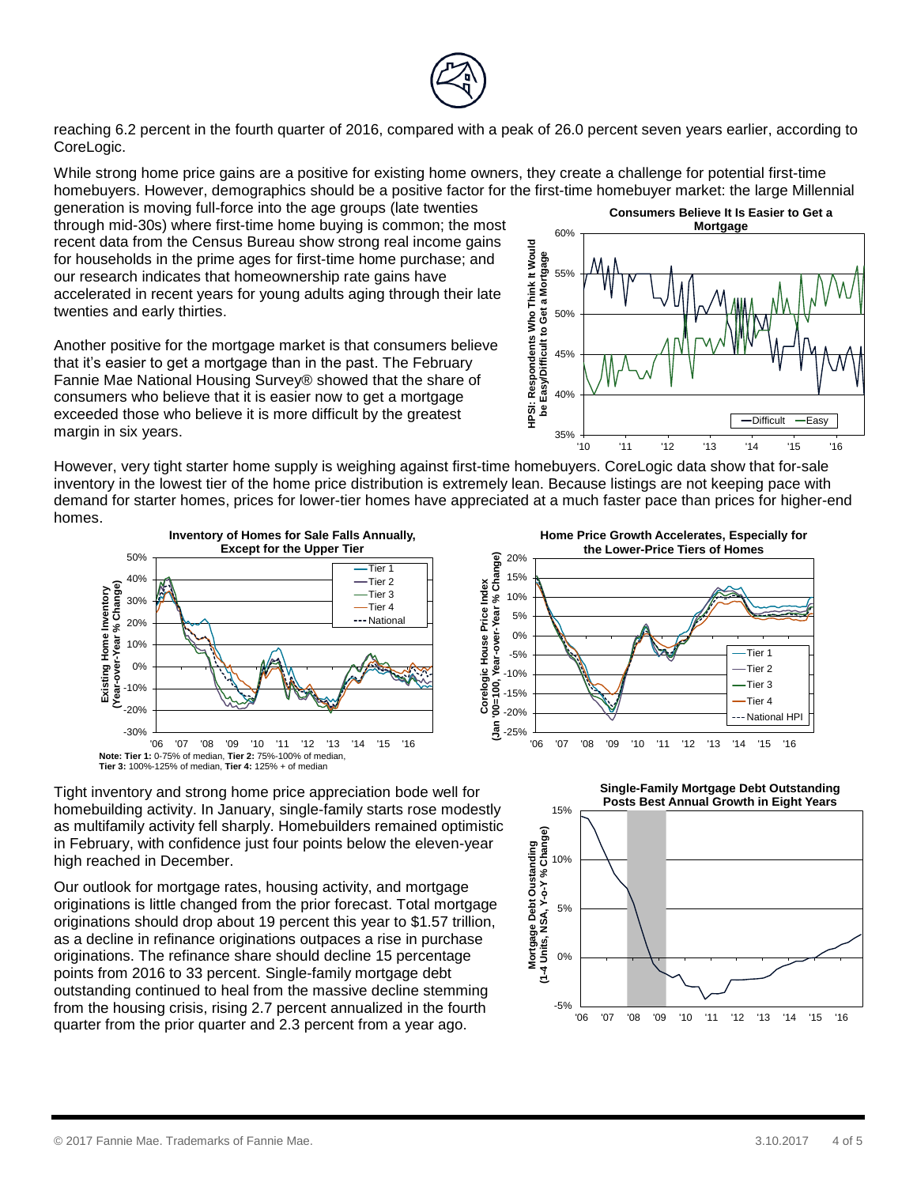reaching 6.2 percent in the fourth quarter of 2016, compared with a peak of 26.0 percent seven years earlier, according to CoreLogic.

While strong home price gains are a positive for existing home owners, they create a challenge for potential first-time homebuyers. However, demographics should be a positive factor for the first-time homebuyer market: the large Millennial generation is moving full-force into the age groups (late twenties through mid-30s) where first-time home buying is common; the most recent data from the Census Bureau show strong real income gains for households in the prime ages for first-time home purchase; and our research indicates that homeownership rate gains have accelerated in recent years for young adults aging through their late twenties and early thirties.

Another positive for the mortgage market is that consumers believe that it's easier to get a mortgage than in the past. The February Fannie Mae National Housing Survey® showed that the share of consumers who believe that it is easier now to get a mortgage exceeded those who believe it is more difficult by the greatest margin in six years.

**Consumers Believe It Is Easier to Get a Mortgage**

However, very tight starter home supply is weighing against first-time homebuyers. CoreLogic data show that for-sale inventory in the lowest tier of the home price distribution is extremely lean. Because listings are not keeping pace with demand for starter homes, prices for lower-tier homes have appreciated at a much faster pace than prices for higher-end homes.

**Inventory of Homes for Sale Falls Annually, Except for the Upper Tier**

**Note: Tier 1:** 0-75% of median, **Tier 2:** 75%-100% of median, **Tier 3:** 100%-125% of median, **Tier 4:** 125% + of median

**Home Price Growth Accelerates, Especially for the Lower-Price Tiers of Homes**

Tight inventory and strong home price appreciation bode well for homebuilding activity. In January, single-family starts rose modestly as multifamily activity fell sharply. Homebuilders remained optimistic in February, with confidence just four points below the eleven-year high reached in December.

Our outlook for mortgage rates, housing activity, and mortgage originations is little changed from the prior forecast. Total mortgage originations should drop about 19 percent this year to $1.57 trillion, as a decline in refinance originations outpaces a rise in purchase originations. The refinance share should decline 15 percentage points from 2016 to 33 percent. Single-family mortgage debt outstanding continued to heal from the massive decline stemming from the housing crisis, rising 2.7 percent annualized in the fourth quarter from the prior quarter and 2.3 percent from a year ago.

**Single-Family Mortgage Debt Outstanding Posts Best Annual Growth in Eight Years**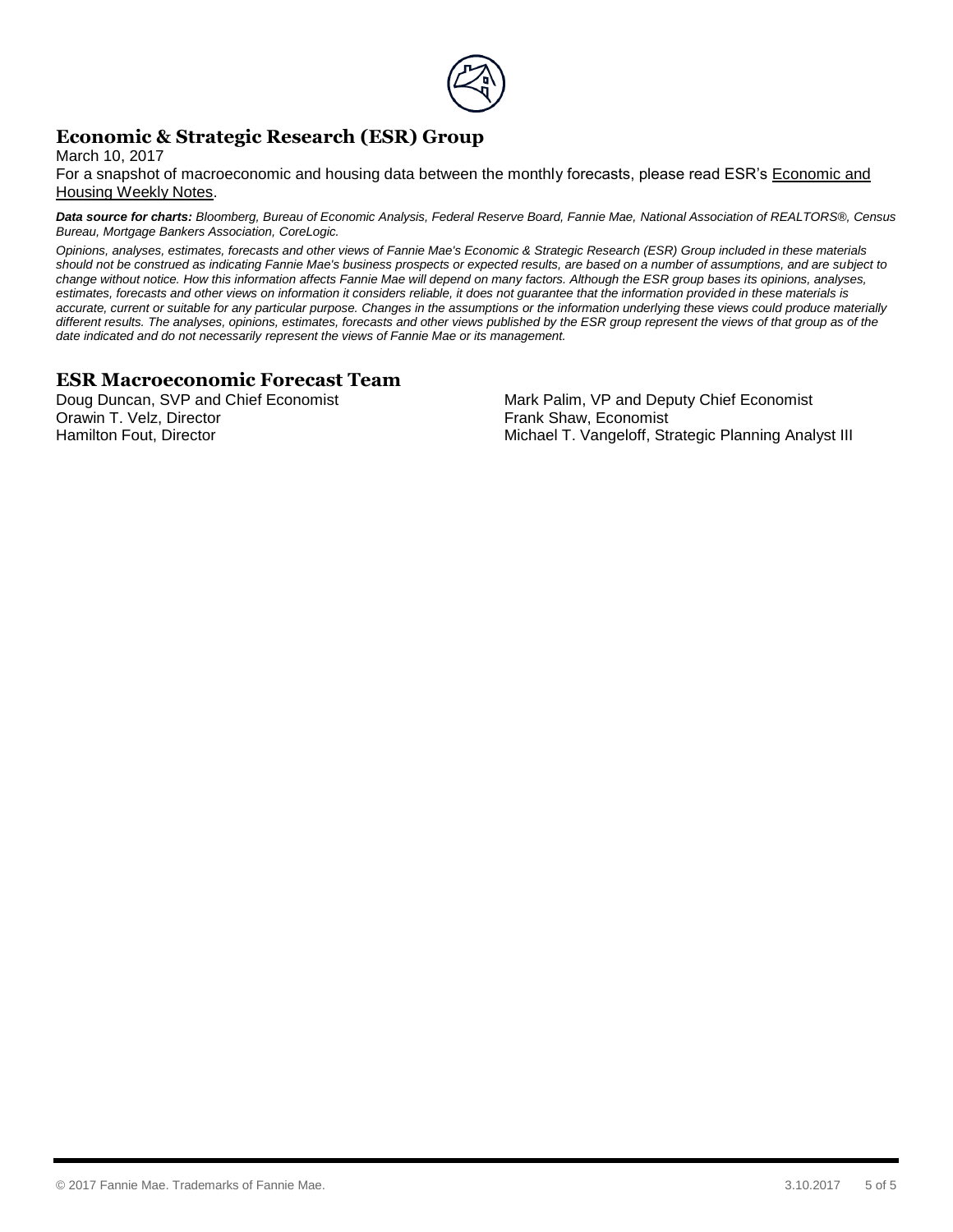## Economic & Strategic Research (ESR) Group

March 10, 2017

For a snapshot of macroeconomic and housing data between the monthly forecasts, please read ESR's Economic and Housing Weekly Notes.

***Data source for charts:*** *Bloomberg, Bureau of Economic Analysis, Federal Reserve Board, Fannie Mae, National Association of REALTORS®, Census Bureau, Mortgage Bankers Association, CoreLogic.*

*Opinions, analyses, estimates, forecasts and other views of Fannie Mae's Economic & Strategic Research (ESR) Group included in these materials should not be construed as indicating Fannie Mae's business prospects or expected results, are based on a number of assumptions, and are subject to change without notice. How this information affects Fannie Mae will depend on many factors. Although the ESR group bases its opinions, analyses, estimates, forecasts and other views on information it considers reliable, it does not guarantee that the information provided in these materials is accurate, current or suitable for any particular purpose. Changes in the assumptions or the information underlying these views could produce materially different results. The analyses, opinions, estimates, forecasts and other views published by the ESR group represent the views of that group as of the date indicated and do not necessarily represent the views of Fannie Mae or its management.*

## ESR Macroeconomic Forecast Team

Doug Duncan, SVP and Chief Economist
Orawin T. Velz, Director
Hamilton Fout, Director
Mark Palim, VP and Deputy Chief Economist
Frank Shaw, Economist
Michael T. Vangeloff, Strategic Planning Analyst III

© 2017 Fannie Mae. Trademarks of Fannie Mae.